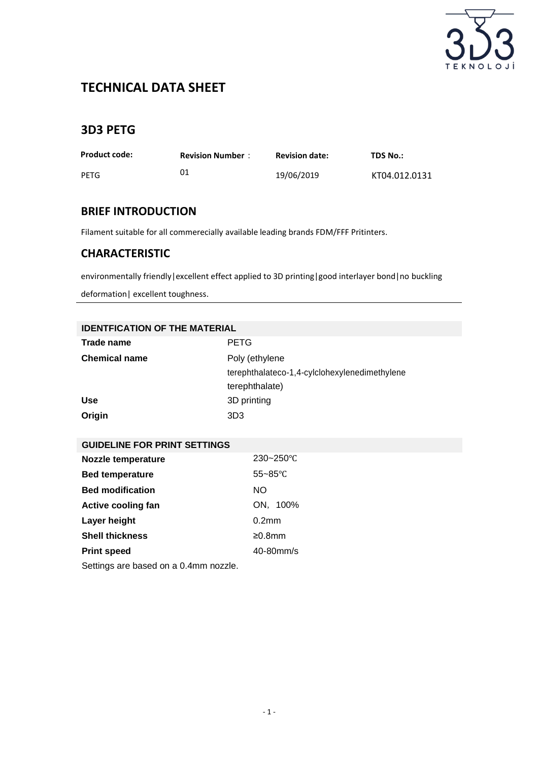# TECHNICAL DATA SHEET

## 3D3 PETG

| Product code: | Revision Number： | Revision date: | TDS No.: |
|---|---|---|---|
| PETG | 01 | 19/06/2019 | KT04.012.0131 |

## BRIEF INTRODUCTION

Filament suitable for all commerecially available leading brands FDM/FFF Pritinters.

## CHARACTERISTIC

environmentally friendly|excellent effect applied to 3D printing|good interlayer bond|no buckling deformation| excellent toughness.

---

| IDENTFICATION OF THE MATERIAL | |
|---|---|
| **Trade name** | PETG |
| **Chemical name** | Poly (ethylene terephthalateco-1,4-cylclohexylenedimethylene terephthalate) |
| **Use** | 3D printing |
| **Origin** | 3D3 |

| GUIDELINE FOR PRINT SETTINGS | |
|---|---|
| **Nozzle temperature** | 230~250℃ |
| **Bed temperature** | 55~85℃ |
| **Bed modification** | NO |
| **Active cooling fan** | ON，100% |
| **Layer height** | 0.2mm |
| **Shell thickness** | ≥0.8mm |
| **Print speed** | 40-80mm/s |

Settings are based on a 0.4mm nozzle.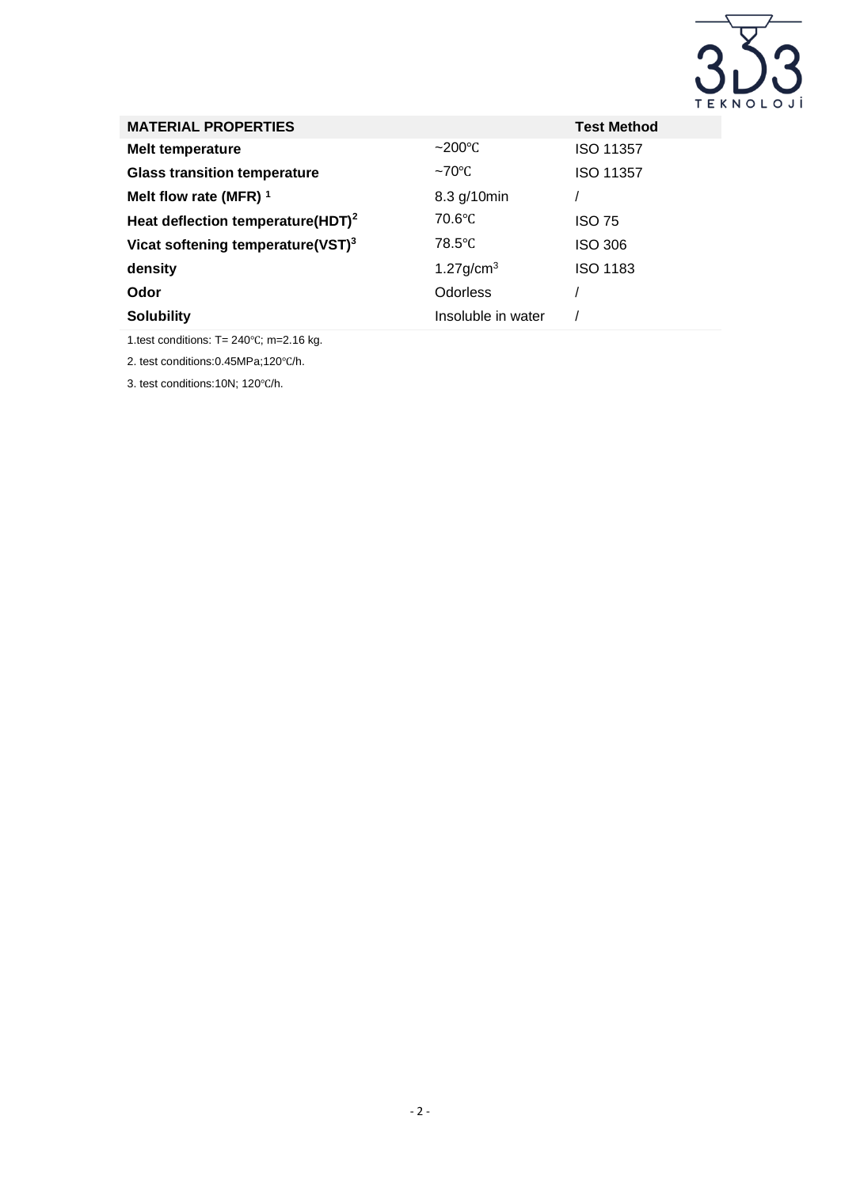| MATERIAL PROPERTIES | | Test Method |
|---|---|---|
| **Melt temperature** | ~200℃ | ISO 11357 |
| **Glass transition temperature** | ~70℃ | ISO 11357 |
| **Melt flow rate (MFR)** [1] | 8.3 g/10min | / |
| **Heat deflection temperature(HDT)**[2] | 70.6℃ | ISO 75 |
| **Vicat softening temperature(VST)**[3] | 78.5℃ | ISO 306 |
| **density** | $1.27 g/cm^3$ | ISO 1183 |
| **Odor** | Odorless | / |
| **Solubility** | Insoluble in water | / |

1.test conditions: T= 240℃; m=2.16 kg.

2. test conditions:0.45MPa;120℃/h.

3. test conditions:10N; 120℃/h.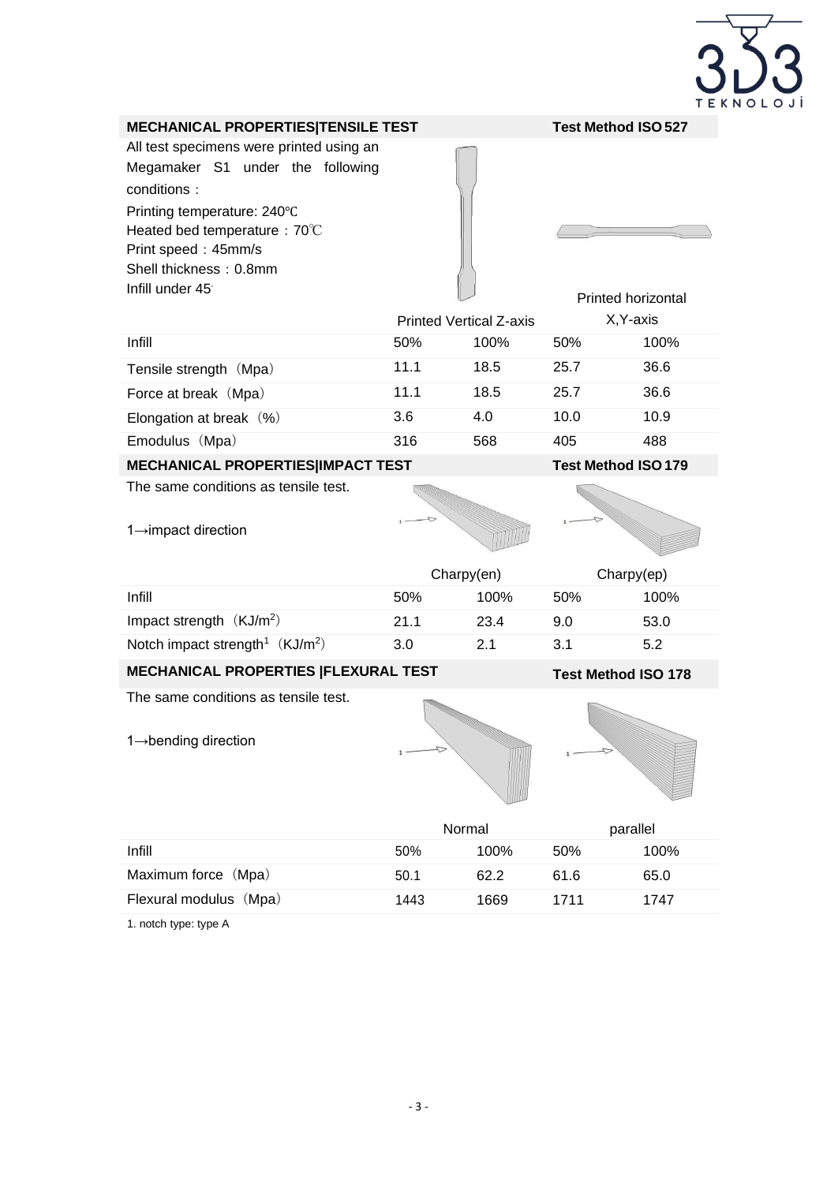## MECHANICAL PROPERTIES|TENSILE TEST

**Test Method ISO 527**

All test specimens were printed using an Megamaker S1 under the following conditions：

Printing temperature: 240℃
Heated bed temperature：70℃
Print speed：45mm/s
Shell thickness：0.8mm
Infill under 45°

| | Printed Vertical Z-axis | | Printed horizontal X,Y-axis | |
|---|---|---|---|---|
| Infill | 50% | 100% | 50% | 100% |
| Tensile strength（Mpa） | 11.1 | 18.5 | 25.7 | 36.6 |
| Force at break（Mpa） | 11.1 | 18.5 | 25.7 | 36.6 |
| Elongation at break（%） | 3.6 | 4.0 | 10.0 | 10.9 |
| Emodulus（Mpa） | 316 | 568 | 405 | 488 |

## MECHANICAL PROPERTIES|IMPACT TEST

**Test Method ISO 179**

The same conditions as tensile test.

1→impact direction

| | Charpy(en) | | Charpy(ep) | |
|---|---|---|---|---|
| Infill | 50% | 100% | 50% | 100% |
| Impact strength（$KJ/m^2$） | 21.1 | 23.4 | 9.0 | 53.0 |
| Notch impact strength[1]（$KJ/m^2$） | 3.0 | 2.1 | 3.1 | 5.2 |

## MECHANICAL PROPERTIES |FLEXURAL TEST

**Test Method ISO 178**

The same conditions as tensile test.

1→bending direction

| | Normal | | parallel | |
|---|---|---|---|---|
| Infill | 50% | 100% | 50% | 100% |
| Maximum force（Mpa） | 50.1 | 62.2 | 61.6 | 65.0 |
| Flexural modulus（Mpa） | 1443 | 1669 | 1711 | 1747 |

1. notch type: type A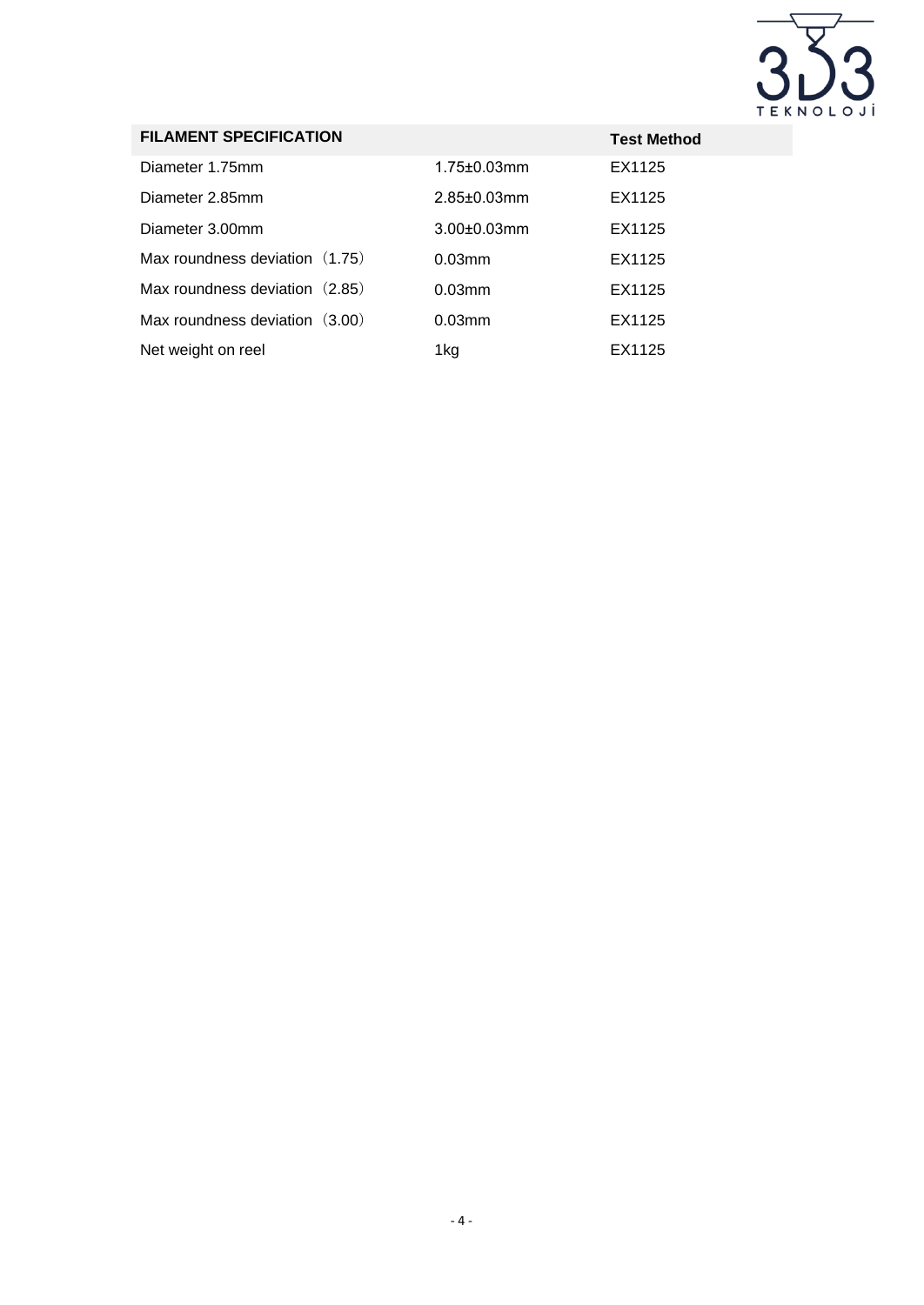| FILAMENT SPECIFICATION | | Test Method |
| --- | --- | --- |
| Diameter 1.75mm | 1.75±0.03mm | EX1125 |
| Diameter 2.85mm | 2.85±0.03mm | EX1125 |
| Diameter 3.00mm | 3.00±0.03mm | EX1125 |
| Max roundness deviation（1.75） | 0.03mm | EX1125 |
| Max roundness deviation（2.85） | 0.03mm | EX1125 |
| Max roundness deviation（3.00） | 0.03mm | EX1125 |
| Net weight on reel | 1kg | EX1125 |